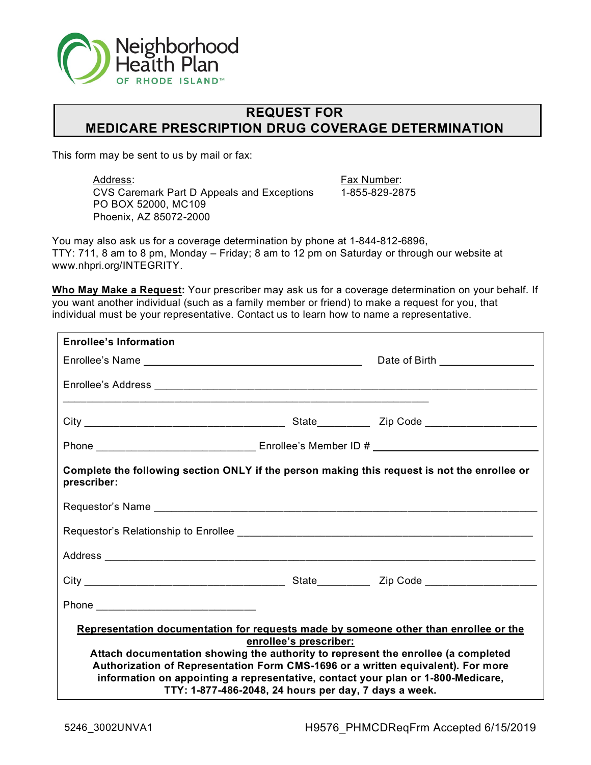Neighborhood Health Plan OF RHODE ISLAND™

# REQUEST FOR MEDICARE PRESCRIPTION DRUG COVERAGE DETERMINATION

This form may be sent to us by mail or fax:

Address:
CVS Caremark Part D Appeals and Exceptions
PO BOX 52000, MC109
Phoenix, AZ 85072-2000

Fax Number:
1-855-829-2875

You may also ask us for a coverage determination by phone at 1-844-812-6896, TTY: 711, 8 am to 8 pm, Monday – Friday; 8 am to 12 pm on Saturday or through our website at www.nhpri.org/INTEGRITY.

**Who May Make a Request:** Your prescriber may ask us for a coverage determination on your behalf. If you want another individual (such as a family member or friend) to make a request for you, that individual must be your representative. Contact us to learn how to name a representative.

**Enrollee's Information**

Enrollee's Name ______________________________ Date of Birth ______________

Enrollee's Address ______________________________________________________

City ______________________ State________ Zip Code ________________

Phone ______________________ Enrollee's Member ID # ______________________

**Complete the following section ONLY if the person making this request is not the enrollee or prescriber:**

Requestor's Name ______________________________________________________

Requestor's Relationship to Enrollee ______________________________________

Address ______________________________________________________________

City ______________________ State________ Zip Code ________________

Phone ______________________

**Representation documentation for requests made by someone other than enrollee or the enrollee's prescriber:**

**Attach documentation showing the authority to represent the enrollee (a completed Authorization of Representation Form CMS-1696 or a written equivalent). For more information on appointing a representative, contact your plan or 1-800-Medicare, TTY: 1-877-486-2048, 24 hours per day, 7 days a week.**

5246_3002UNVA1 H9576_PHMCDReqFrm Accepted 6/15/2019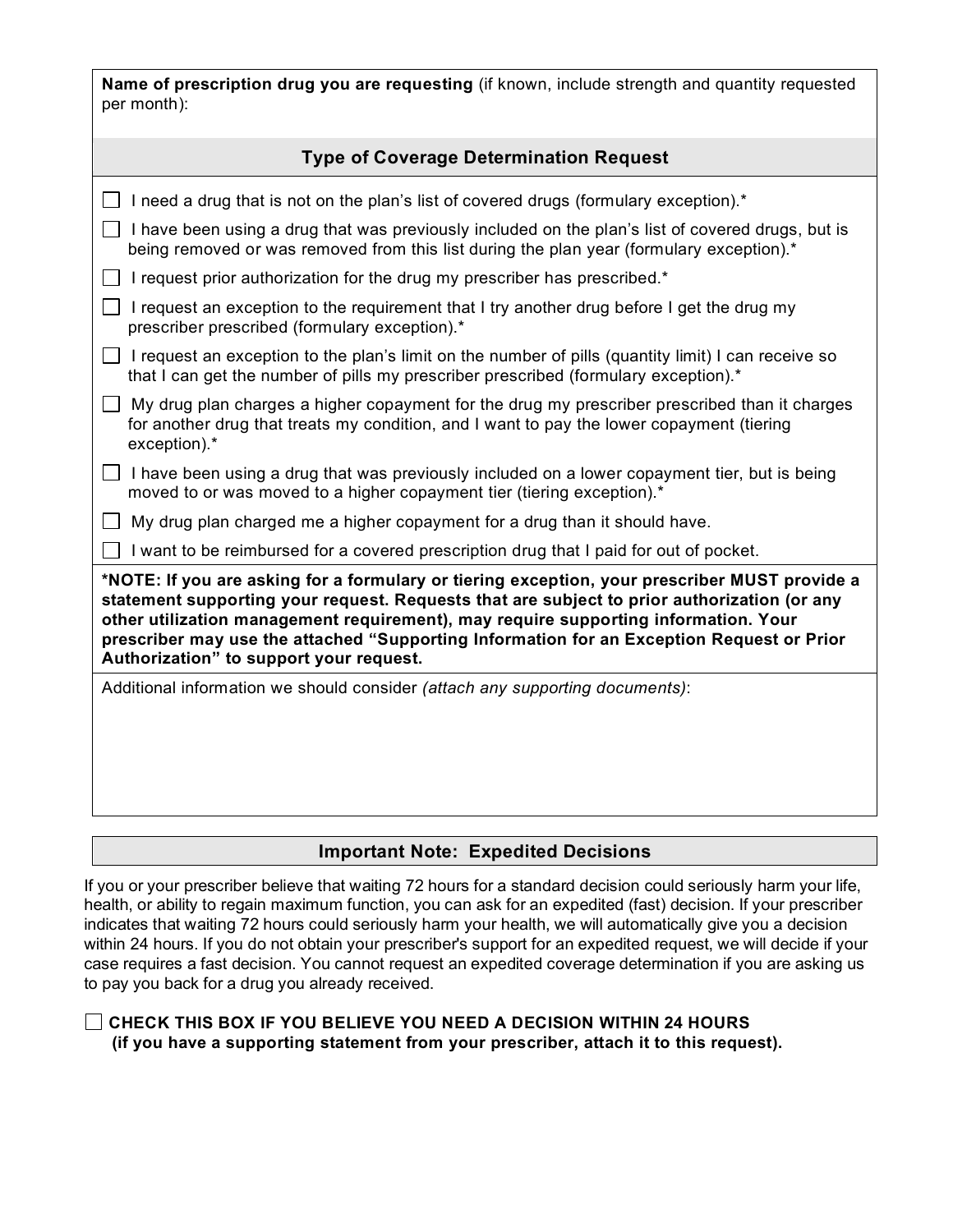**Name of prescription drug you are requesting** (if known, include strength and quantity requested per month):

## Type of Coverage Determination Request

- ☐ I need a drug that is not on the plan's list of covered drugs (formulary exception).*
- ☐ I have been using a drug that was previously included on the plan's list of covered drugs, but is being removed or was removed from this list during the plan year (formulary exception).*
- ☐ I request prior authorization for the drug my prescriber has prescribed.*
- ☐ I request an exception to the requirement that I try another drug before I get the drug my prescriber prescribed (formulary exception).*
- ☐ I request an exception to the plan's limit on the number of pills (quantity limit) I can receive so that I can get the number of pills my prescriber prescribed (formulary exception).*
- ☐ My drug plan charges a higher copayment for the drug my prescriber prescribed than it charges for another drug that treats my condition, and I want to pay the lower copayment (tiering exception).*
- ☐ I have been using a drug that was previously included on a lower copayment tier, but is being moved to or was moved to a higher copayment tier (tiering exception).*
- ☐ My drug plan charged me a higher copayment for a drug than it should have.
- ☐ I want to be reimbursed for a covered prescription drug that I paid for out of pocket.

**\*NOTE: If you are asking for a formulary or tiering exception, your prescriber MUST provide a statement supporting your request. Requests that are subject to prior authorization (or any other utilization management requirement), may require supporting information. Your prescriber may use the attached "Supporting Information for an Exception Request or Prior Authorization" to support your request.**

Additional information we should consider *(attach any supporting documents)*:

## Important Note: Expedited Decisions

If you or your prescriber believe that waiting 72 hours for a standard decision could seriously harm your life, health, or ability to regain maximum function, you can ask for an expedited (fast) decision. If your prescriber indicates that waiting 72 hours could seriously harm your health, we will automatically give you a decision within 24 hours. If you do not obtain your prescriber's support for an expedited request, we will decide if your case requires a fast decision. You cannot request an expedited coverage determination if you are asking us to pay you back for a drug you already received.

☐ **CHECK THIS BOX IF YOU BELIEVE YOU NEED A DECISION WITHIN 24 HOURS (if you have a supporting statement from your prescriber, attach it to this request).**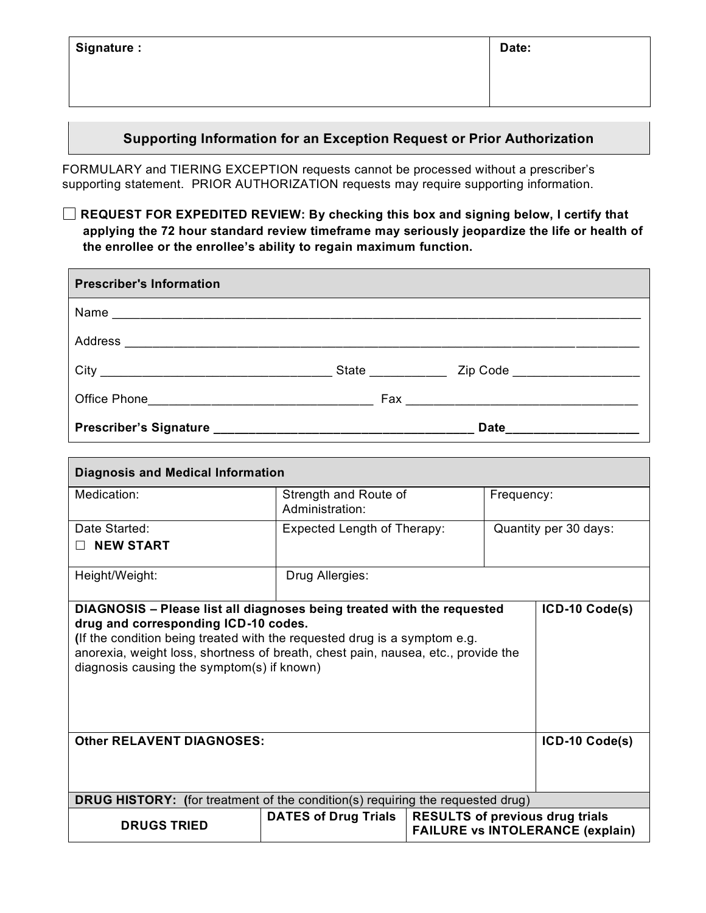| Signature : | Date: |
| --- | --- |
| | |

## Supporting Information for an Exception Request or Prior Authorization

FORMULARY and TIERING EXCEPTION requests cannot be processed without a prescriber's supporting statement. PRIOR AUTHORIZATION requests may require supporting information.

☐ **REQUEST FOR EXPEDITED REVIEW: By checking this box and signing below, I certify that applying the 72 hour standard review timeframe may seriously jeopardize the life or health of the enrollee or the enrollee's ability to regain maximum function.**

**Prescriber's Information**

Name ______________________________________________________________________________

Address ____________________________________________________________________________

City _________________________________ State ___________ Zip Code _________________

Office Phone_______________________________ Fax ________________________________

**Prescriber's Signature ____________________________________ Date__________________**

| **Diagnosis and Medical Information** | | | |
| --- | --- | --- | --- |
| Medication: | Strength and Route of Administration: | Frequency: | |
| Date Started: ☐ **NEW START** | Expected Length of Therapy: | Quantity per 30 days: | |
| Height/Weight: | Drug Allergies: | | |
| **DIAGNOSIS – Please list all diagnoses being treated with the requested drug and corresponding ICD-10 codes.** (If the condition being treated with the requested drug is a symptom e.g. anorexia, weight loss, shortness of breath, chest pain, nausea, etc., provide the diagnosis causing the symptom(s) if known) | | | **ICD-10 Code(s)** |
| **Other RELAVENT DIAGNOSES:** | | | **ICD-10 Code(s)** |
| **DRUG HISTORY: (**for treatment of the condition(s) requiring the requested drug) | | | |
| **DRUGS TRIED** | **DATES of Drug Trials** | **RESULTS of previous drug trials FAILURE vs INTOLERANCE (explain)** | |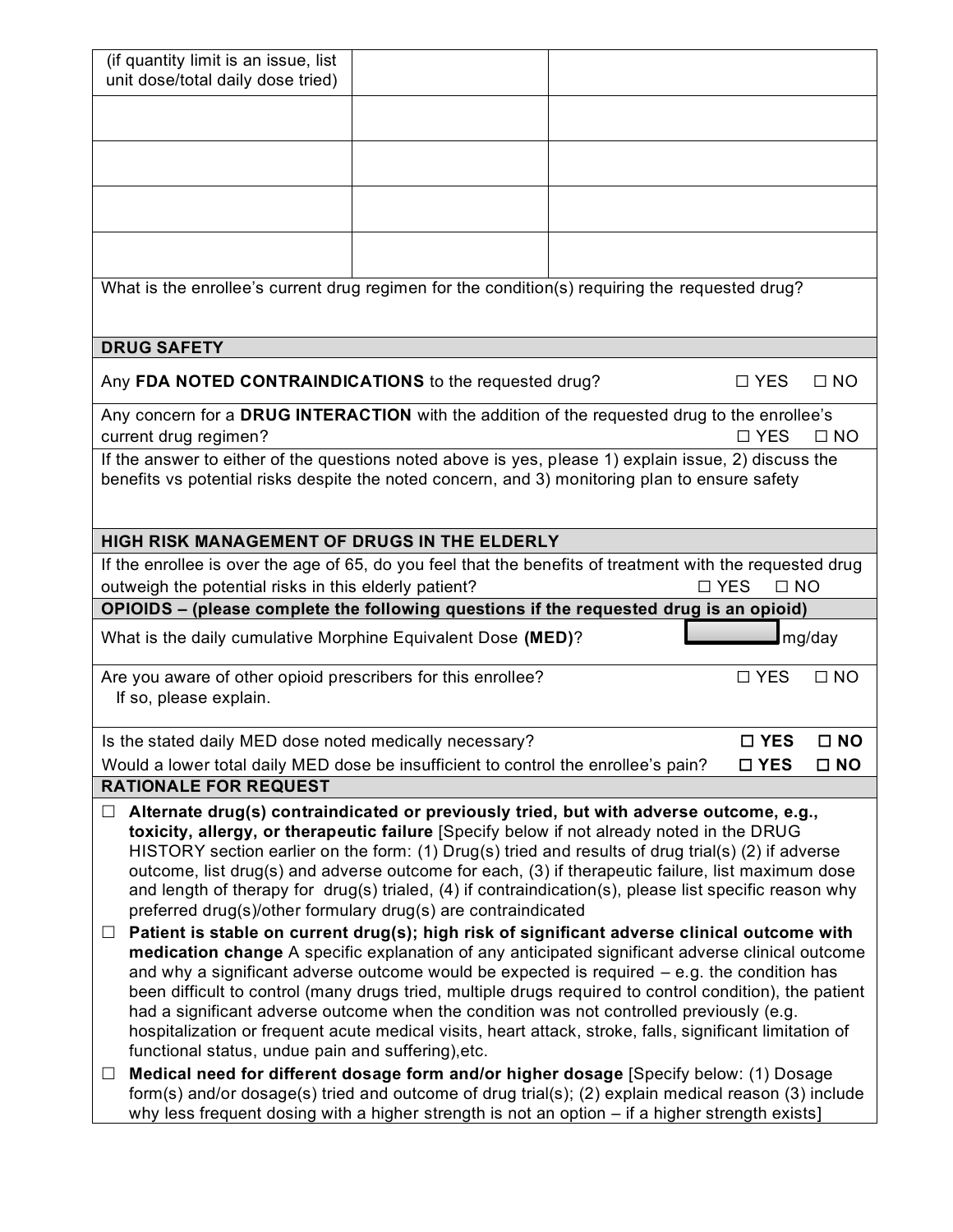| (if quantity limit is an issue, list unit dose/total daily dose tried) | | |
|---|---|---|
| | | |
| | | |
| | | |
| | | |

What is the enrollee's current drug regimen for the condition(s) requiring the requested drug?

**DRUG SAFETY**

Any **FDA NOTED CONTRAINDICATIONS** to the requested drug? ☐ YES ☐ NO

Any concern for a **DRUG INTERACTION** with the addition of the requested drug to the enrollee's current drug regimen? ☐ YES ☐ NO

If the answer to either of the questions noted above is yes, please 1) explain issue, 2) discuss the benefits vs potential risks despite the noted concern, and 3) monitoring plan to ensure safety

**HIGH RISK MANAGEMENT OF DRUGS IN THE ELDERLY**

If the enrollee is over the age of 65, do you feel that the benefits of treatment with the requested drug outweigh the potential risks in this elderly patient? ☐ YES ☐ NO

**OPIOIDS – (please complete the following questions if the requested drug is an opioid)**

What is the daily cumulative Morphine Equivalent Dose **(MED)**? ________ mg/day

Are you aware of other opioid prescribers for this enrollee? ☐ YES ☐ NO
If so, please explain.

Is the stated daily MED dose noted medically necessary? **☐ YES** **☐ NO**

Would a lower total daily MED dose be insufficient to control the enrollee's pain? **☐ YES** **☐ NO**

**RATIONALE FOR REQUEST**

- ☐ **Alternate drug(s) contraindicated or previously tried, but with adverse outcome, e.g., toxicity, allergy, or therapeutic failure** [Specify below if not already noted in the DRUG HISTORY section earlier on the form: (1) Drug(s) tried and results of drug trial(s) (2) if adverse outcome, list drug(s) and adverse outcome for each, (3) if therapeutic failure, list maximum dose and length of therapy for drug(s) trialed, (4) if contraindication(s), please list specific reason why preferred drug(s)/other formulary drug(s) are contraindicated
- ☐ **Patient is stable on current drug(s); high risk of significant adverse clinical outcome with medication change** A specific explanation of any anticipated significant adverse clinical outcome and why a significant adverse outcome would be expected is required – e.g. the condition has been difficult to control (many drugs tried, multiple drugs required to control condition), the patient had a significant adverse outcome when the condition was not controlled previously (e.g. hospitalization or frequent acute medical visits, heart attack, stroke, falls, significant limitation of functional status, undue pain and suffering),etc.
- ☐ **Medical need for different dosage form and/or higher dosage** [Specify below: (1) Dosage form(s) and/or dosage(s) tried and outcome of drug trial(s); (2) explain medical reason (3) include why less frequent dosing with a higher strength is not an option – if a higher strength exists]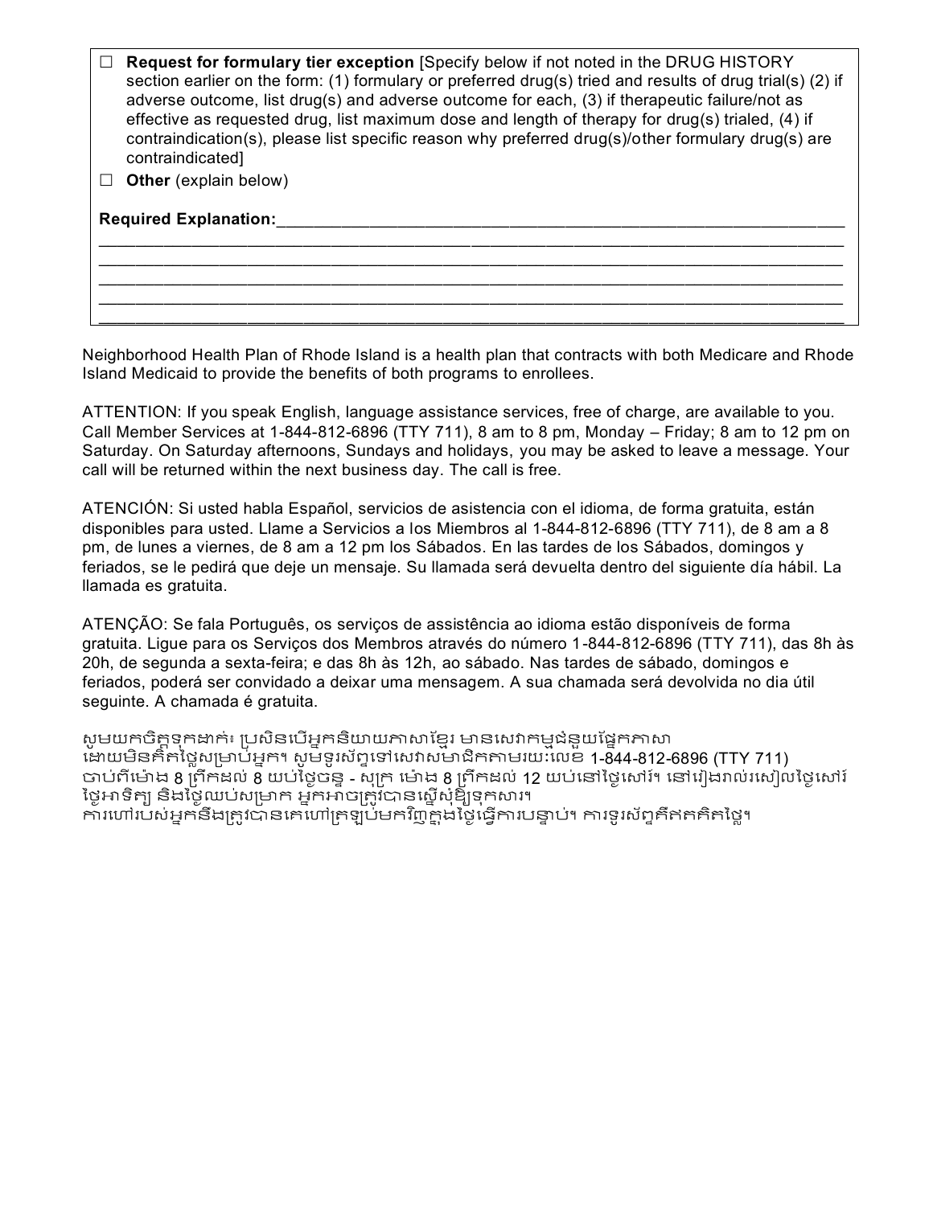☐ **Request for formulary tier exception** [Specify below if not noted in the DRUG HISTORY section earlier on the form: (1) formulary or preferred drug(s) tried and results of drug trial(s) (2) if adverse outcome, list drug(s) and adverse outcome for each, (3) if therapeutic failure/not as effective as requested drug, list maximum dose and length of therapy for drug(s) trialed, (4) if contraindication(s), please list specific reason why preferred drug(s)/other formulary drug(s) are contraindicated]

☐ **Other** (explain below)

**Required Explanation:**___________________________________________________________________

_______________________________________________________________________________________

_______________________________________________________________________________________

_______________________________________________________________________________________

_______________________________________________________________________________________

_______________________________________________________________________________________

Neighborhood Health Plan of Rhode Island is a health plan that contracts with both Medicare and Rhode Island Medicaid to provide the benefits of both programs to enrollees.

ATTENTION: If you speak English, language assistance services, free of charge, are available to you. Call Member Services at 1-844-812-6896 (TTY 711), 8 am to 8 pm, Monday – Friday; 8 am to 12 pm on Saturday. On Saturday afternoons, Sundays and holidays, you may be asked to leave a message. Your call will be returned within the next business day. The call is free.

ATENCIÓN: Si usted habla Español, servicios de asistencia con el idioma, de forma gratuita, están disponibles para usted. Llame a Servicios a los Miembros al 1-844-812-6896 (TTY 711), de 8 am a 8 pm, de lunes a viernes, de 8 am a 12 pm los Sábados. En las tardes de los Sábados, domingos y feriados, se le pedirá que deje un mensaje. Su llamada será devuelta dentro del siguiente día hábil. La llamada es gratuita.

ATENÇÃO: Se fala Português, os serviços de assistência ao idioma estão disponíveis de forma gratuita. Ligue para os Serviços dos Membros através do número 1-844-812-6896 (TTY 711), das 8h às 20h, de segunda a sexta-feira; e das 8h às 12h, ao sábado. Nas tardes de sábado, domingos e feriados, poderá ser convidado a deixar uma mensagem. A sua chamada será devolvida no dia útil seguinte. A chamada é gratuita.

សូមយកចិត្តទុកដាក់៖ ប្រសិនបើអ្នកនិយាយភាសាខ្មែរ មានសេវាកម្មជំនួយផ្នែកភាសា ដោយមិនគិតថ្លៃសម្រាប់អ្នក។ សូមទូរស័ព្ទទៅសេវាសមាជិកតាមរយៈលេខ 1-844-812-6896 (TTY 711) ចាប់ពីម៉ោង 8 ព្រឹកដល់ 8 យប់ថ្ងៃចន្ទ - សុក្រ ម៉ោង 8 ព្រឹកដល់ 12 យប់នៅថ្ងៃសៅរ៍។ នៅរៀងរាល់រសៀលថ្ងៃសៅរ៍ ថ្ងៃអាទិត្យ និងថ្ងៃឈប់សម្រាក អ្នកអាចត្រូវបានស្នើសុំឱ្យទុកសារ។ ការហៅរបស់អ្នកនឹងត្រូវបានគេហៅត្រឡប់មកវិញក្នុងថ្ងៃធ្វើការបន្ទាប់។ ការទូរស័ព្ទគឺឥតគិតថ្លៃ។